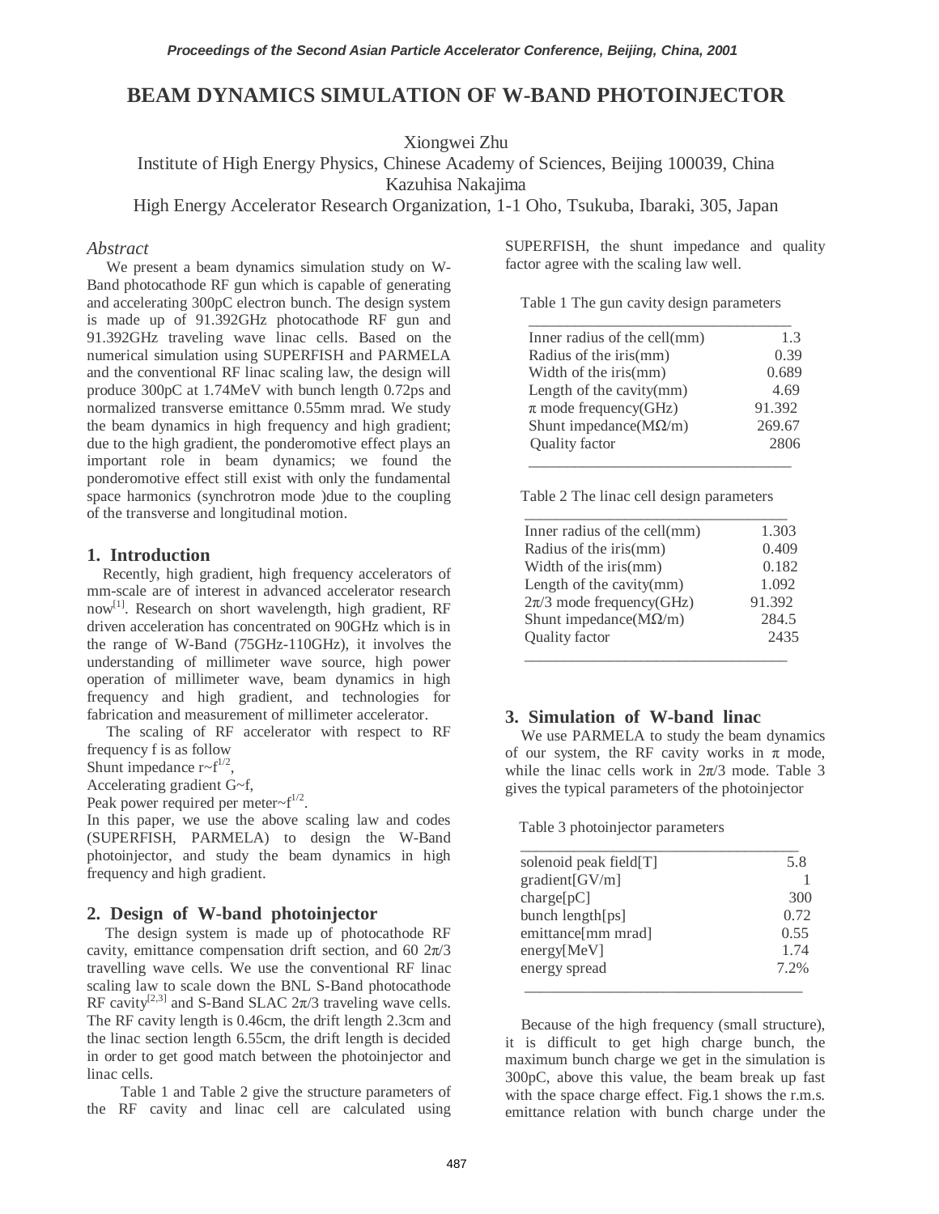# BEAM DYNAMICS SIMULATION OF W-BAND PHOTOINJECTOR

Xiongwei Zhu
Institute of High Energy Physics, Chinese Academy of Sciences, Beijing 100039, China
Kazuhisa Nakajima
High Energy Accelerator Research Organization, 1-1 Oho, Tsukuba, Ibaraki, 305, Japan

### *Abstract*

We present a beam dynamics simulation study on W-Band photocathode RF gun which is capable of generating and accelerating 300pC electron bunch. The design system is made up of 91.392GHz photocathode RF gun and 91.392GHz traveling wave linac cells. Based on the numerical simulation using SUPERFISH and PARMELA and the conventional RF linac scaling law, the design will produce 300pC at 1.74MeV with bunch length 0.72ps and normalized transverse emittance 0.55mm mrad. We study the beam dynamics in high frequency and high gradient; due to the high gradient, the ponderomotive effect plays an important role in beam dynamics; we found the ponderomotive effect still exist with only the fundamental space harmonics (synchrotron mode )due to the coupling of the transverse and longitudinal motion.

## 1. Introduction

Recently, high gradient, high frequency accelerators of mm-scale are of interest in advanced accelerator research now[1]. Research on short wavelength, high gradient, RF driven acceleration has concentrated on 90GHz which is in the range of W-Band (75GHz-110GHz), it involves the understanding of millimeter wave source, high power operation of millimeter wave, beam dynamics in high frequency and high gradient, and technologies for fabrication and measurement of millimeter accelerator.

The scaling of RF accelerator with respect to RF frequency f is as follow

Shunt impedance $r \sim f^{1/2}$,

Accelerating gradient $G \sim f$,

Peak power required per meter$\sim f^{1/2}$.

In this paper, we use the above scaling law and codes (SUPERFISH, PARMELA) to design the W-Band photoinjector, and study the beam dynamics in high frequency and high gradient.

## 2. Design of W-band photoinjector

The design system is made up of photocathode RF cavity, emittance compensation drift section, and 60 $2\pi/3$ travelling wave cells. We use the conventional RF linac scaling law to scale down the BNL S-Band photocathode RF cavity[2,3] and S-Band SLAC $2\pi/3$ traveling wave cells. The RF cavity length is 0.46cm, the drift length 2.3cm and the linac section length 6.55cm, the drift length is decided in order to get good match between the photoinjector and linac cells.

Table 1 and Table 2 give the structure parameters of the RF cavity and linac cell are calculated using SUPERFISH, the shunt impedance and quality factor agree with the scaling law well.

Table 1 The gun cavity design parameters

| | |
|---|---|
| Inner radius of the cell(mm) | 1.3 |
| Radius of the iris(mm) | 0.39 |
| Width of the iris(mm) | 0.689 |
| Length of the cavity(mm) | 4.69 |
| $\pi$ mode frequency(GHz) | 91.392 |
| Shunt impedance(M$\Omega$/m) | 269.67 |
| Quality factor | 2806 |

Table 2 The linac cell design parameters

| | |
|---|---|
| Inner radius of the cell(mm) | 1.303 |
| Radius of the iris(mm) | 0.409 |
| Width of the iris(mm) | 0.182 |
| Length of the cavity(mm) | 1.092 |
| $2\pi/3$ mode frequency(GHz) | 91.392 |
| Shunt impedance(M$\Omega$/m) | 284.5 |
| Quality factor | 2435 |

## 3. Simulation of W-band linac

We use PARMELA to study the beam dynamics of our system, the RF cavity works in $\pi$ mode, while the linac cells work in $2\pi/3$ mode. Table 3 gives the typical parameters of the photoinjector

Table 3 photoinjector parameters

| | |
|---|---|
| solenoid peak field[T] | 5.8 |
| gradient[GV/m] | 1 |
| charge[pC] | 300 |
| bunch length[ps] | 0.72 |
| emittance[mm mrad] | 0.55 |
| energy[MeV] | 1.74 |
| energy spread | 7.2% |

Because of the high frequency (small structure), it is difficult to get high charge bunch, the maximum bunch charge we get in the simulation is 300pC, above this value, the beam break up fast with the space charge effect. Fig.1 shows the r.m.s. emittance relation with bunch charge under the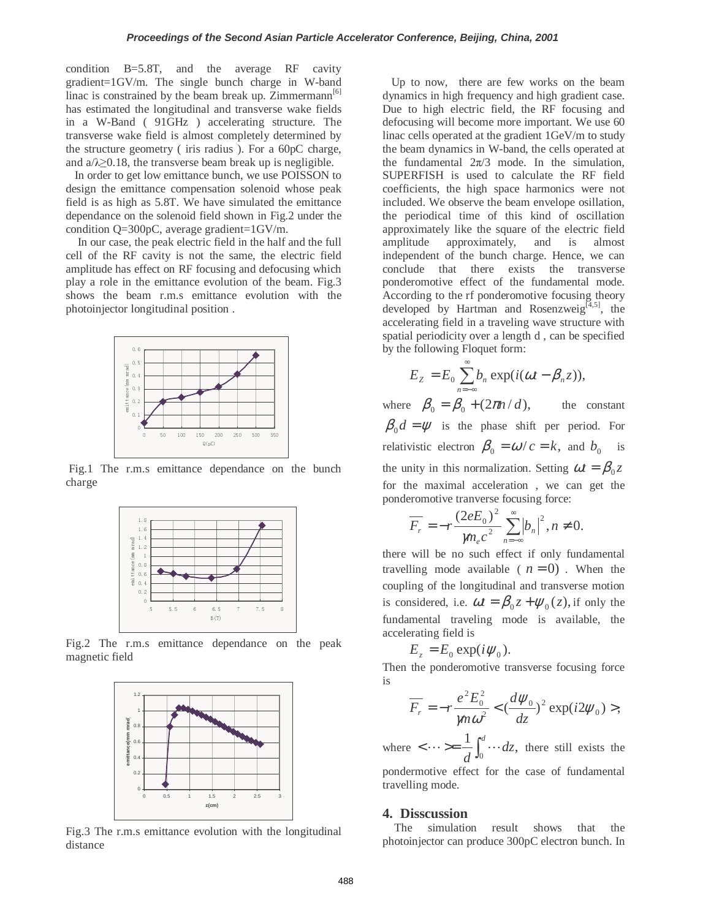condition B=5.8T, and the average RF cavity gradient=1GV/m. The single bunch charge in W-band linac is constrained by the beam break up. Zimmermann[6] has estimated the longitudinal and transverse wake fields in a W-Band ( 91GHz ) accelerating structure. The transverse wake field is almost completely determined by the structure geometry ( iris radius ). For a 60pC charge, and $a/\lambda \geq 0.18$, the transverse beam break up is negligible.

In order to get low emittance bunch, we use POISSON to design the emittance compensation solenoid whose peak field is as high as 5.8T. We have simulated the emittance dependance on the solenoid field shown in Fig.2 under the condition Q=300pC, average gradient=1GV/m.

In our case, the peak electric field in the half and the full cell of the RF cavity is not the same, the electric field amplitude has effect on RF focusing and defocusing which play a role in the emittance evolution of the beam. Fig.3 shows the beam r.m.s emittance evolution with the photoinjector longitudinal position .

Fig.1 The r.m.s emittance dependance on the bunch charge

Fig.2 The r.m.s emittance dependance on the peak magnetic field

Fig.3 The r.m.s emittance evolution with the longitudinal distance

Up to now, there are few works on the beam dynamics in high frequency and high gradient case. Due to high electric field, the RF focusing and defocusing will become more important. We use 60 linac cells operated at the gradient 1GeV/m to study the beam dynamics in W-band, the cells operated at the fundamental $2\pi/3$ mode. In the simulation, SUPERFISH is used to calculate the RF field coefficients, the high space harmonics were not included. We observe the beam envelope osillation, the periodical time of this kind of oscillation approximately like the square of the electric field amplitude approximately, and is almost independent of the bunch charge. Hence, we can conclude that there exists the transverse ponderomotive effect of the fundamental mode. According to the rf ponderomotive focusing theory developed by Hartman and Rosenzweig[4,5], the accelerating field in a traveling wave structure with spatial periodicity over a length d , can be specified by the following Floquet form:

$$E_Z = E_0 \sum_{n=-\infty}^{\infty} b_n \exp(i(\omega t - \beta_n z)),$$

where $\beta_0 = \beta_0 + (2\pi n / d)$, the constant $\beta_0 d = \psi$ is the phase shift per period. For relativistic electron $\beta_0 = \omega / c = k$, and $b_0$ is the unity in this normalization. Setting $\omega t = \beta_0 z$ for the maximal acceleration , we can get the ponderomotive tranverse focusing force:

$$\overline{F_r} = -r \frac{(2eE_0)^2}{\gamma m_e c^2} \sum_{n=-\infty}^{\infty} |b_n|^2, n \neq 0.$$

there will be no such effect if only fundamental travelling mode available ( $n = 0$) . When the coupling of the longitudinal and transverse motion is considered, i.e. $\omega t = \beta_0 z + \psi_0(z)$, if only the fundamental traveling mode is available, the accelerating field is

$$E_z = E_0 \exp(i\psi_0).$$

Then the ponderomotive transverse focusing force is

$$\overline{F_r} = -r \frac{e^2 E_0^2}{\gamma m \omega^2} < (\frac{d\psi_0}{dz})^2 \exp(i2\psi_0) >,$$

where $<\cdots> = \frac{1}{d}\int_0^d \cdots dz$, there still exists the pondermotive effect for the case of fundamental travelling mode.

## 4. Disscussion

The simulation result shows that the photoinjector can produce 300pC electron bunch. In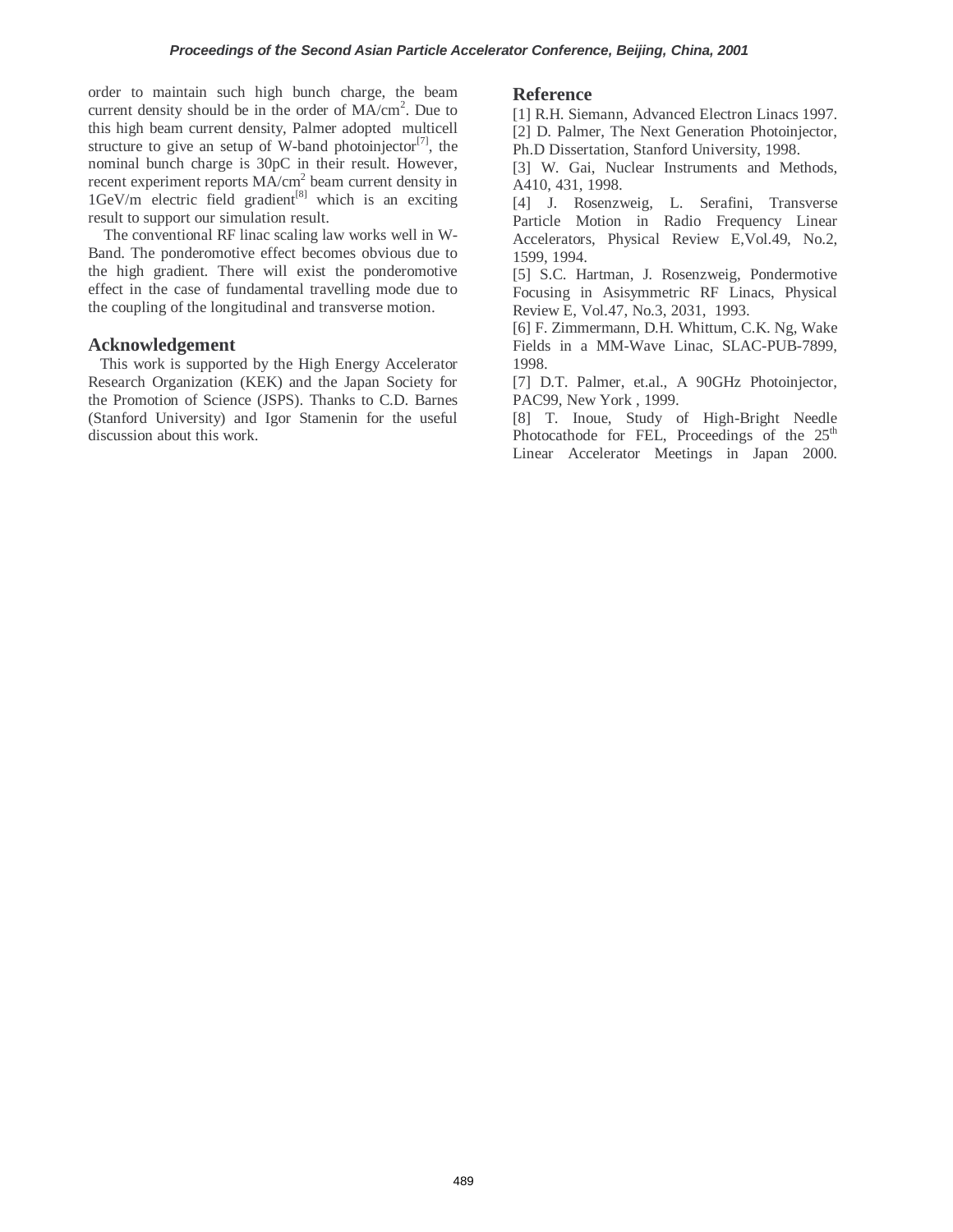order to maintain such high bunch charge, the beam current density should be in the order of $MA/cm^2$. Due to this high beam current density, Palmer adopted multicell structure to give an setup of W-band photoinjector[7], the nominal bunch charge is 30pC in their result. However, recent experiment reports $MA/cm^2$ beam current density in 1GeV/m electric field gradient[8] which is an exciting result to support our simulation result.

The conventional RF linac scaling law works well in W-Band. The ponderomotive effect becomes obvious due to the high gradient. There will exist the ponderomotive effect in the case of fundamental travelling mode due to the coupling of the longitudinal and transverse motion.

## Acknowledgement

This work is supported by the High Energy Accelerator Research Organization (KEK) and the Japan Society for the Promotion of Science (JSPS). Thanks to C.D. Barnes (Stanford University) and Igor Stamenin for the useful discussion about this work.

## Reference

[1] R.H. Siemann, Advanced Electron Linacs 1997.

[2] D. Palmer, The Next Generation Photoinjector, Ph.D Dissertation, Stanford University, 1998.

[3] W. Gai, Nuclear Instruments and Methods, A410, 431, 1998.

[4] J. Rosenzweig, L. Serafini, Transverse Particle Motion in Radio Frequency Linear Accelerators, Physical Review E,Vol.49, No.2, 1599, 1994.

[5] S.C. Hartman, J. Rosenzweig, Pondermotive Focusing in Asisymmetric RF Linacs, Physical Review E, Vol.47, No.3, 2031, 1993.

[6] F. Zimmermann, D.H. Whittum, C.K. Ng, Wake Fields in a MM-Wave Linac, SLAC-PUB-7899, 1998.

[7] D.T. Palmer, et.al., A 90GHz Photoinjector, PAC99, New York , 1999.

[8] T. Inoue, Study of High-Bright Needle Photocathode for FEL, Proceedings of the 25th Linear Accelerator Meetings in Japan 2000.